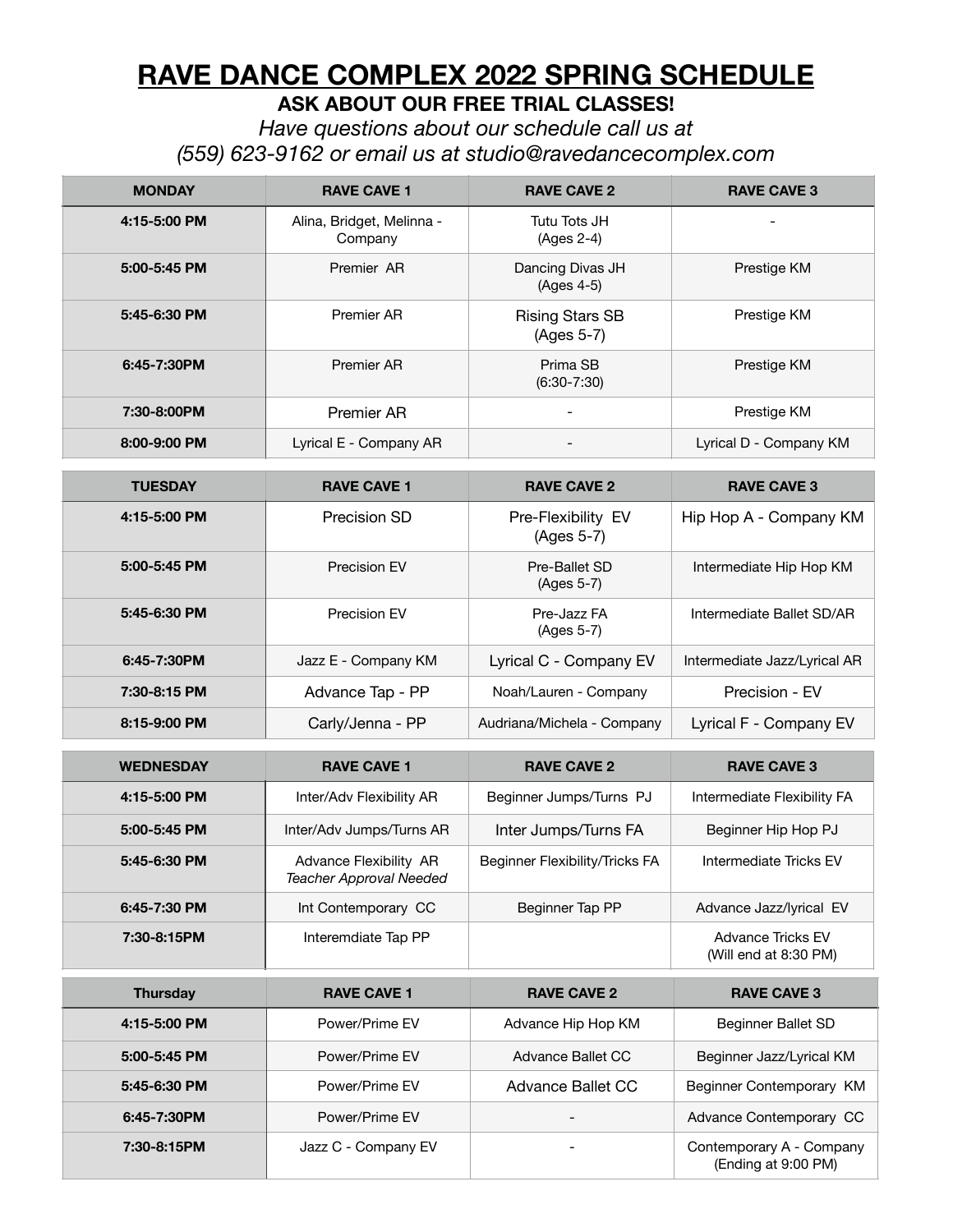# RAVE DANCE COMPLEX 2022 SPRING SCHEDULE

**ASK ABOUT OUR FREE TRIAL CLASSES!**

*Have questions about our schedule call us at (559) 623-9162 or email us at studio@ravedancecomplex.com*

| MONDAY | RAVE CAVE 1 | RAVE CAVE 2 | RAVE CAVE 3 |
|---|---|---|---|
| 4:15-5:00 PM | Alina, Bridget, Melinna - Company | Tutu Tots JH (Ages 2-4) | - |
| 5:00-5:45 PM | Premier AR | Dancing Divas JH (Ages 4-5) | Prestige KM |
| 5:45-6:30 PM | Premier AR | Rising Stars SB (Ages 5-7) | Prestige KM |
| 6:45-7:30PM | Premier AR | Prima SB (6:30-7:30) | Prestige KM |
| 7:30-8:00PM | Premier AR | - | Prestige KM |
| 8:00-9:00 PM | Lyrical E - Company AR | - | Lyrical D - Company KM |

| TUESDAY | RAVE CAVE 1 | RAVE CAVE 2 | RAVE CAVE 3 |
|---|---|---|---|
| 4:15-5:00 PM | Precision SD | Pre-Flexibility EV (Ages 5-7) | Hip Hop A - Company KM |
| 5:00-5:45 PM | Precision EV | Pre-Ballet SD (Ages 5-7) | Intermediate Hip Hop KM |
| 5:45-6:30 PM | Precision EV | Pre-Jazz FA (Ages 5-7) | Intermediate Ballet SD/AR |
| 6:45-7:30PM | Jazz E - Company KM | Lyrical C - Company EV | Intermediate Jazz/Lyrical AR |
| 7:30-8:15 PM | Advance Tap - PP | Noah/Lauren - Company | Precision - EV |
| 8:15-9:00 PM | Carly/Jenna - PP | Audriana/Michela - Company | Lyrical F - Company EV |

| WEDNESDAY | RAVE CAVE 1 | RAVE CAVE 2 | RAVE CAVE 3 |
|---|---|---|---|
| 4:15-5:00 PM | Inter/Adv Flexibility AR | Beginner Jumps/Turns PJ | Intermediate Flexibility FA |
| 5:00-5:45 PM | Inter/Adv Jumps/Turns AR | Inter Jumps/Turns FA | Beginner Hip Hop PJ |
| 5:45-6:30 PM | Advance Flexibility AR *Teacher Approval Needed* | Beginner Flexibility/Tricks FA | Intermediate Tricks EV |
| 6:45-7:30 PM | Int Contemporary CC | Beginner Tap PP | Advance Jazz/lyrical EV |
| 7:30-8:15PM | Interemdiate Tap PP | | Advance Tricks EV (Will end at 8:30 PM) |

| Thursday | RAVE CAVE 1 | RAVE CAVE 2 | RAVE CAVE 3 |
|---|---|---|---|
| 4:15-5:00 PM | Power/Prime EV | Advance Hip Hop KM | Beginner Ballet SD |
| 5:00-5:45 PM | Power/Prime EV | Advance Ballet CC | Beginner Jazz/Lyrical KM |
| 5:45-6:30 PM | Power/Prime EV | Advance Ballet CC | Beginner Contemporary KM |
| 6:45-7:30PM | Power/Prime EV | - | Advance Contemporary CC |
| 7:30-8:15PM | Jazz C - Company EV | - | Contemporary A - Company (Ending at 9:00 PM) |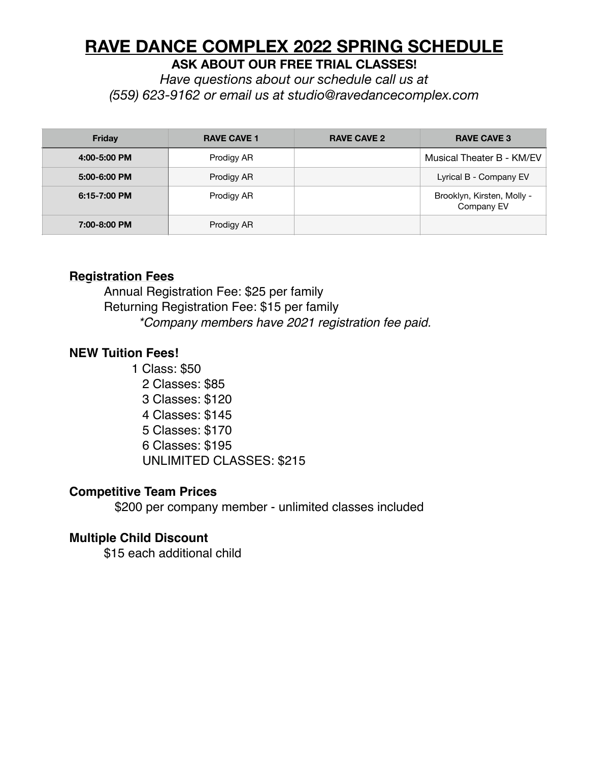# RAVE DANCE COMPLEX 2022 SPRING SCHEDULE

**ASK ABOUT OUR FREE TRIAL CLASSES!**

*Have questions about our schedule call us at (559) 623-9162 or email us at studio@ravedancecomplex.com*

| Friday | RAVE CAVE 1 | RAVE CAVE 2 | RAVE CAVE 3 |
|---|---|---|---|
| 4:00-5:00 PM | Prodigy AR | | Musical Theater B - KM/EV |
| 5:00-6:00 PM | Prodigy AR | | Lyrical B - Company EV |
| 6:15-7:00 PM | Prodigy AR | | Brooklyn, Kirsten, Molly - Company EV |
| 7:00-8:00 PM | Prodigy AR | | |

**Registration Fees**

Annual Registration Fee: $25 per family

Returning Registration Fee: $15 per family

*\*Company members have 2021 registration fee paid.*

**NEW Tuition Fees!**

1 Class: $50

2 Classes: $85

3 Classes: $120

4 Classes: $145

5 Classes: $170

6 Classes: $195

UNLIMITED CLASSES: $215

**Competitive Team Prices**

$200 per company member - unlimited classes included

**Multiple Child Discount**

$15 each additional child